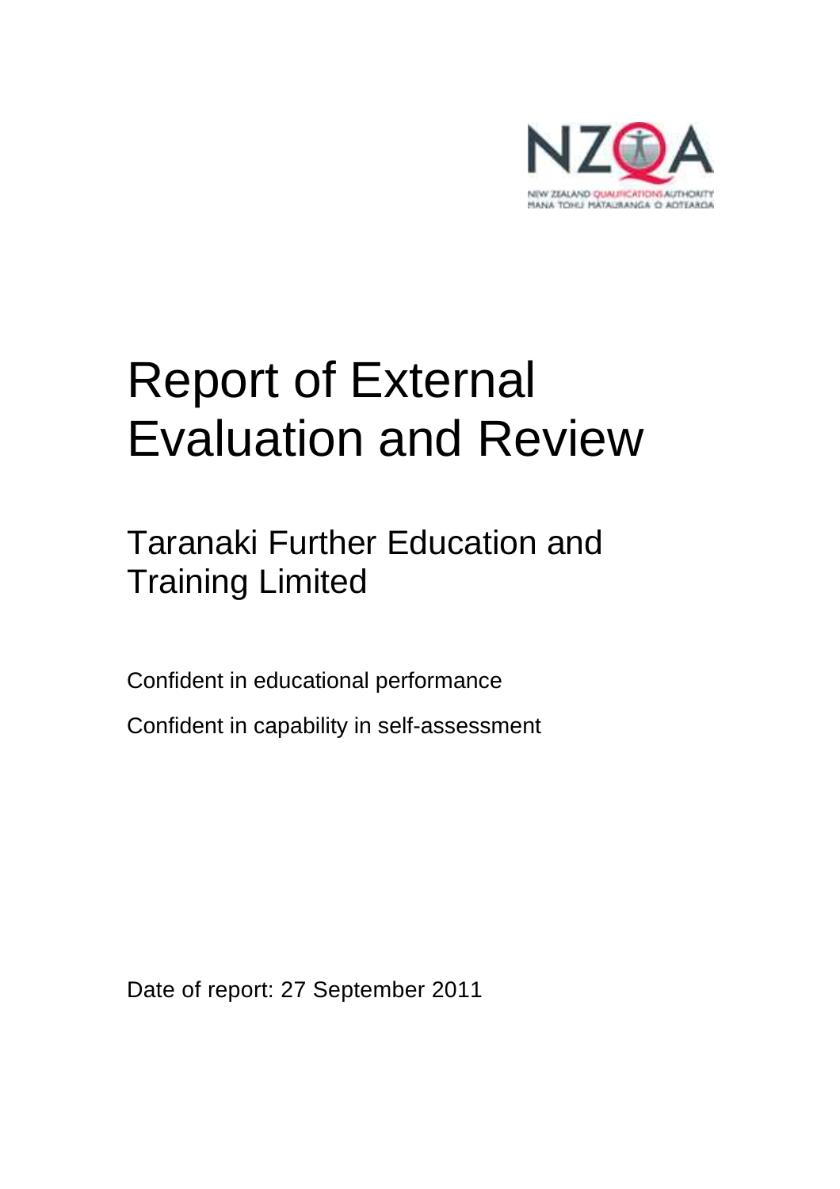NZQA

NEW ZEALAND QUALIFICATIONS AUTHORITY
MANA TOHU MATAURANGA O AOTEAROA

# Report of External Evaluation and Review

## Taranaki Further Education and Training Limited

Confident in educational performance

Confident in capability in self-assessment

Date of report: 27 September 2011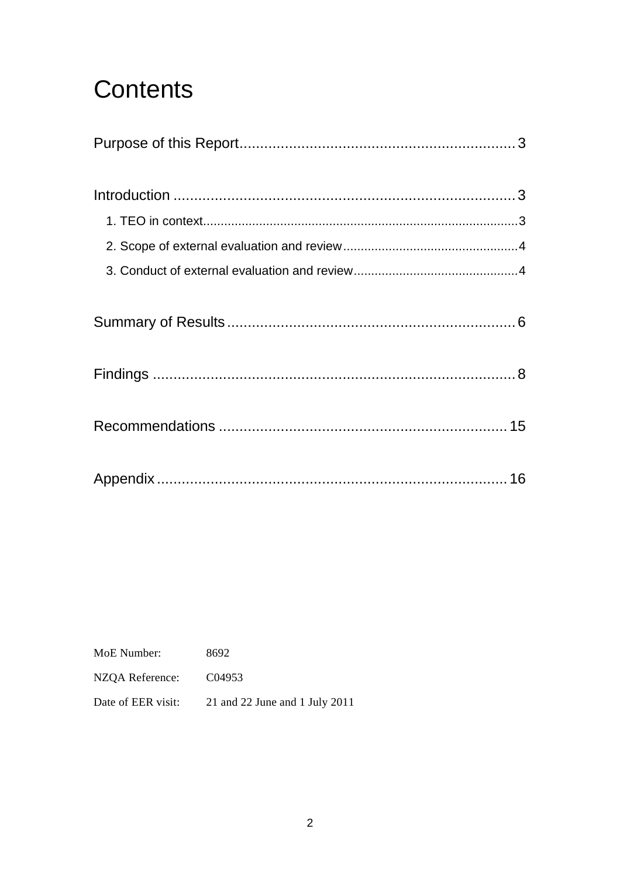# Contents

Purpose of this Report .................................................................... 3

Introduction .................................................................................... 3

- 1. TEO in context ........................................................................................... 3
- 2. Scope of external evaluation and review .................................................. 4
- 3. Conduct of external evaluation and review ............................................... 4

Summary of Results ....................................................................... 6

Findings .......................................................................................... 8

Recommendations ......................................................................... 15

Appendix ........................................................................................ 16

MoE Number: 8692

NZQA Reference: C04953

Date of EER visit: 21 and 22 June and 1 July 2011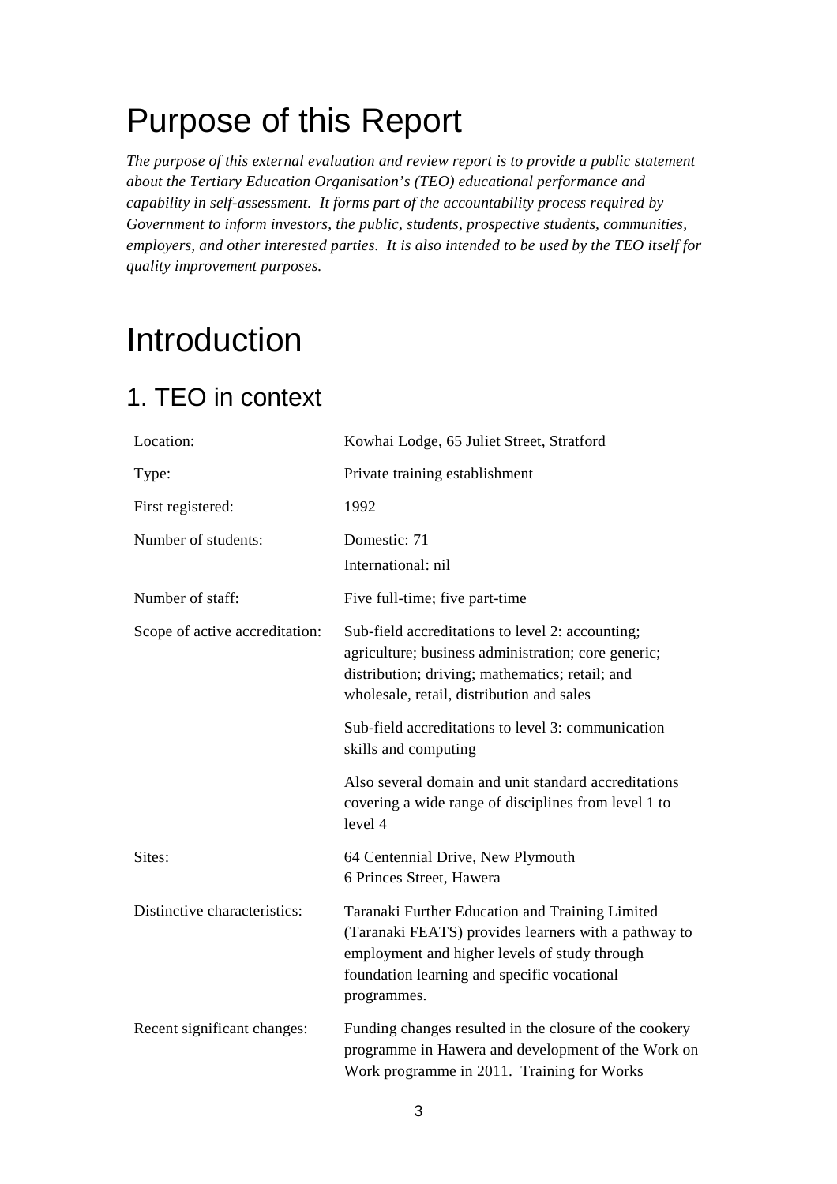# Purpose of this Report

*The purpose of this external evaluation and review report is to provide a public statement about the Tertiary Education Organisation's (TEO) educational performance and capability in self-assessment. It forms part of the accountability process required by Government to inform investors, the public, students, prospective students, communities, employers, and other interested parties. It is also intended to be used by the TEO itself for quality improvement purposes.*

# Introduction

## 1. TEO in context

| | |
|---|---|
| Location: | Kowhai Lodge, 65 Juliet Street, Stratford |
| Type: | Private training establishment |
| First registered: | 1992 |
| Number of students: | Domestic: 71<br>International: nil |
| Number of staff: | Five full-time; five part-time |
| Scope of active accreditation: | Sub-field accreditations to level 2: accounting; agriculture; business administration; core generic; distribution; driving; mathematics; retail; and wholesale, retail, distribution and sales<br><br>Sub-field accreditations to level 3: communication skills and computing<br><br>Also several domain and unit standard accreditations covering a wide range of disciplines from level 1 to level 4 |
| Sites: | 64 Centennial Drive, New Plymouth<br>6 Princes Street, Hawera |
| Distinctive characteristics: | Taranaki Further Education and Training Limited (Taranaki FEATS) provides learners with a pathway to employment and higher levels of study through foundation learning and specific vocational programmes. |
| Recent significant changes: | Funding changes resulted in the closure of the cookery programme in Hawera and development of the Work on Work programme in 2011. Training for Works |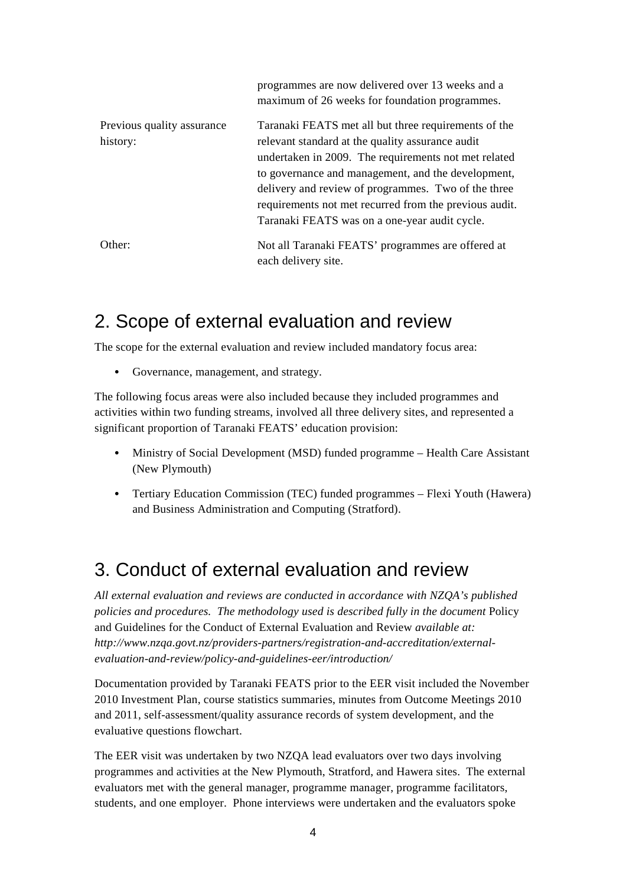| | |
|---|---|
| | programmes are now delivered over 13 weeks and a maximum of 26 weeks for foundation programmes. |
| Previous quality assurance history: | Taranaki FEATS met all but three requirements of the relevant standard at the quality assurance audit undertaken in 2009. The requirements not met related to governance and management, and the development, delivery and review of programmes. Two of the three requirements not met recurred from the previous audit. Taranaki FEATS was on a one-year audit cycle. |
| Other: | Not all Taranaki FEATS' programmes are offered at each delivery site. |

## 2. Scope of external evaluation and review

The scope for the external evaluation and review included mandatory focus area:

- Governance, management, and strategy.

The following focus areas were also included because they included programmes and activities within two funding streams, involved all three delivery sites, and represented a significant proportion of Taranaki FEATS' education provision:

- Ministry of Social Development (MSD) funded programme – Health Care Assistant (New Plymouth)
- Tertiary Education Commission (TEC) funded programmes – Flexi Youth (Hawera) and Business Administration and Computing (Stratford).

## 3. Conduct of external evaluation and review

*All external evaluation and reviews are conducted in accordance with NZQA's published policies and procedures. The methodology used is described fully in the document* Policy and Guidelines for the Conduct of External Evaluation and Review *available at: http://www.nzqa.govt.nz/providers-partners/registration-and-accreditation/external-evaluation-and-review/policy-and-guidelines-eer/introduction/*

Documentation provided by Taranaki FEATS prior to the EER visit included the November 2010 Investment Plan, course statistics summaries, minutes from Outcome Meetings 2010 and 2011, self-assessment/quality assurance records of system development, and the evaluative questions flowchart.

The EER visit was undertaken by two NZQA lead evaluators over two days involving programmes and activities at the New Plymouth, Stratford, and Hawera sites. The external evaluators met with the general manager, programme manager, programme facilitators, students, and one employer. Phone interviews were undertaken and the evaluators spoke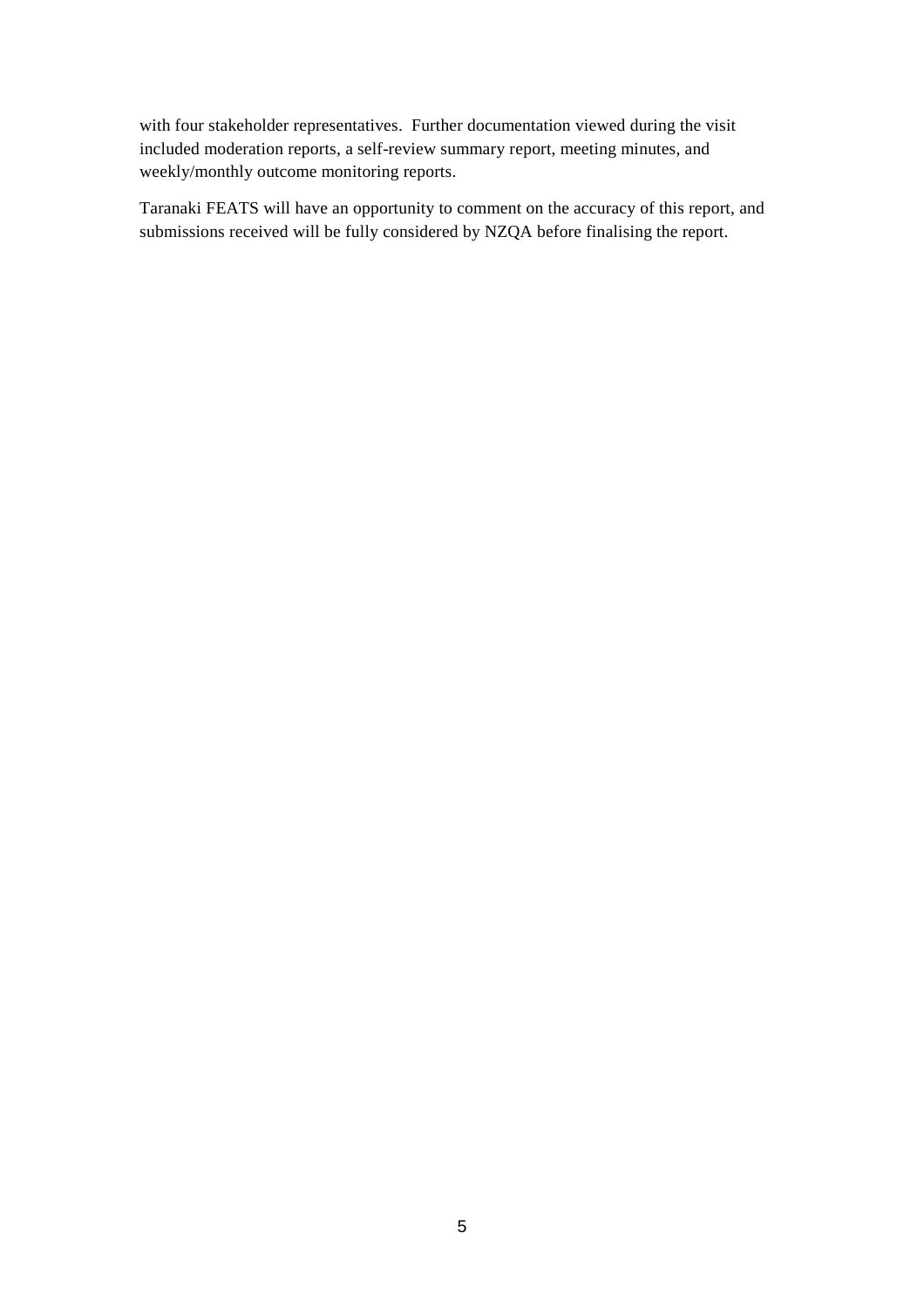with four stakeholder representatives. Further documentation viewed during the visit included moderation reports, a self-review summary report, meeting minutes, and weekly/monthly outcome monitoring reports.

Taranaki FEATS will have an opportunity to comment on the accuracy of this report, and submissions received will be fully considered by NZQA before finalising the report.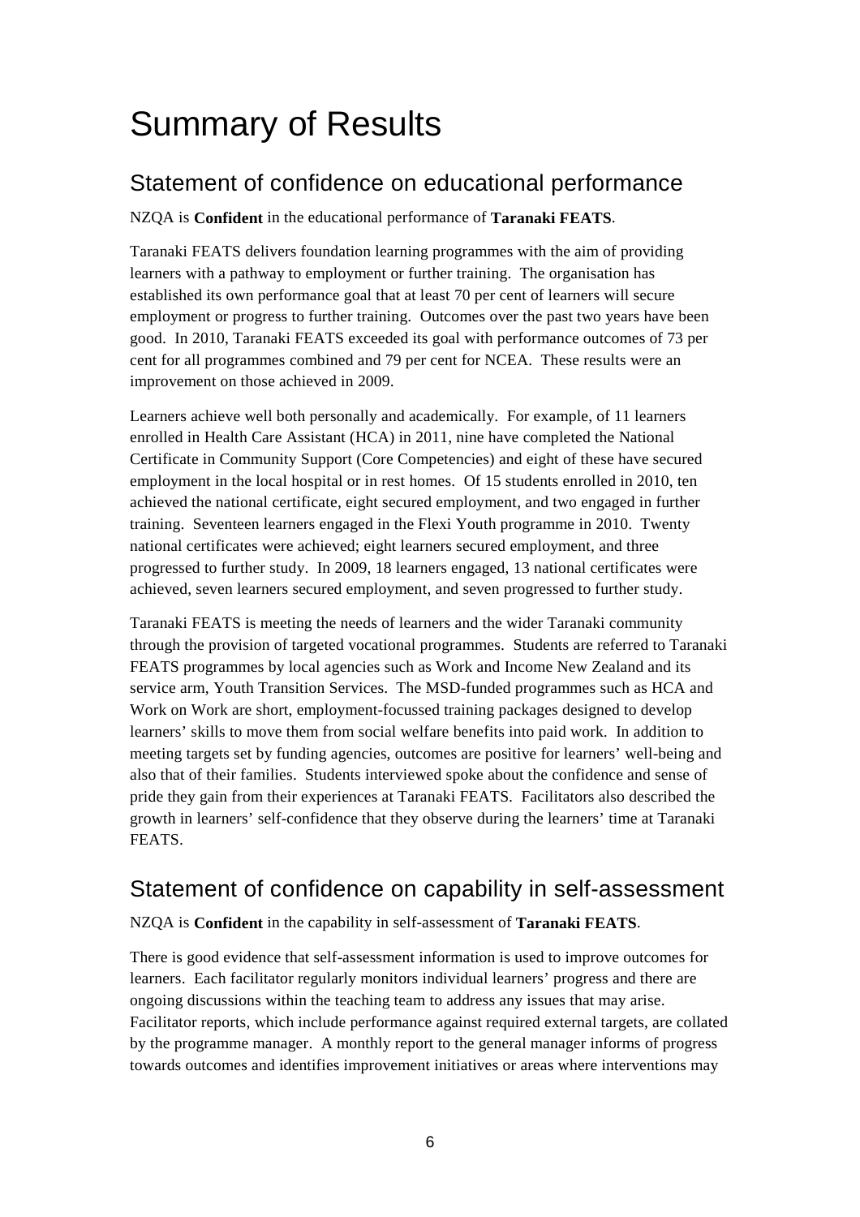# Summary of Results

## Statement of confidence on educational performance

NZQA is **Confident** in the educational performance of **Taranaki FEATS**.

Taranaki FEATS delivers foundation learning programmes with the aim of providing learners with a pathway to employment or further training. The organisation has established its own performance goal that at least 70 per cent of learners will secure employment or progress to further training. Outcomes over the past two years have been good. In 2010, Taranaki FEATS exceeded its goal with performance outcomes of 73 per cent for all programmes combined and 79 per cent for NCEA. These results were an improvement on those achieved in 2009.

Learners achieve well both personally and academically. For example, of 11 learners enrolled in Health Care Assistant (HCA) in 2011, nine have completed the National Certificate in Community Support (Core Competencies) and eight of these have secured employment in the local hospital or in rest homes. Of 15 students enrolled in 2010, ten achieved the national certificate, eight secured employment, and two engaged in further training. Seventeen learners engaged in the Flexi Youth programme in 2010. Twenty national certificates were achieved; eight learners secured employment, and three progressed to further study. In 2009, 18 learners engaged, 13 national certificates were achieved, seven learners secured employment, and seven progressed to further study.

Taranaki FEATS is meeting the needs of learners and the wider Taranaki community through the provision of targeted vocational programmes. Students are referred to Taranaki FEATS programmes by local agencies such as Work and Income New Zealand and its service arm, Youth Transition Services. The MSD-funded programmes such as HCA and Work on Work are short, employment-focussed training packages designed to develop learners' skills to move them from social welfare benefits into paid work. In addition to meeting targets set by funding agencies, outcomes are positive for learners' well-being and also that of their families. Students interviewed spoke about the confidence and sense of pride they gain from their experiences at Taranaki FEATS. Facilitators also described the growth in learners' self-confidence that they observe during the learners' time at Taranaki FEATS.

## Statement of confidence on capability in self-assessment

NZQA is **Confident** in the capability in self-assessment of **Taranaki FEATS**.

There is good evidence that self-assessment information is used to improve outcomes for learners. Each facilitator regularly monitors individual learners' progress and there are ongoing discussions within the teaching team to address any issues that may arise. Facilitator reports, which include performance against required external targets, are collated by the programme manager. A monthly report to the general manager informs of progress towards outcomes and identifies improvement initiatives or areas where interventions may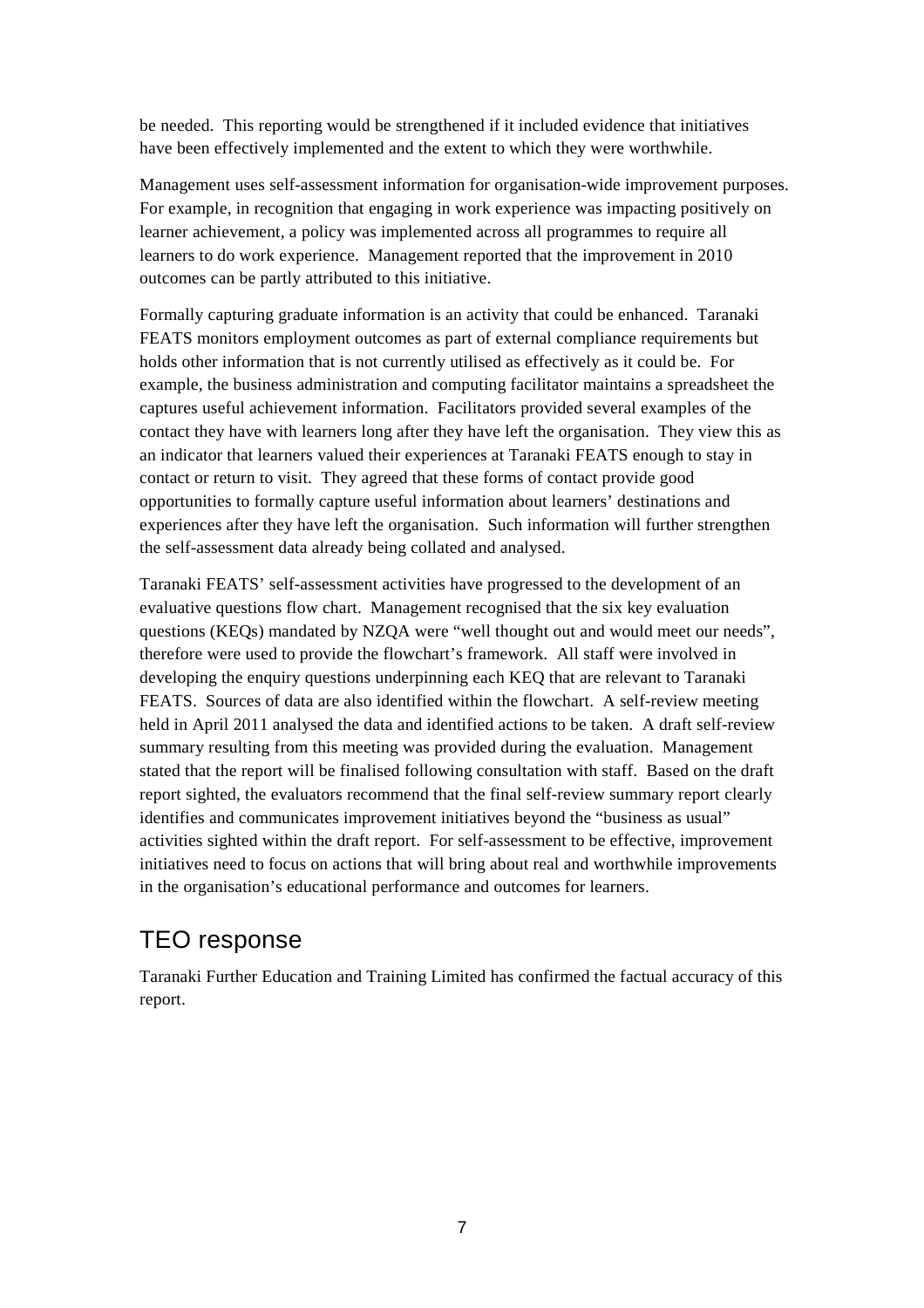be needed. This reporting would be strengthened if it included evidence that initiatives have been effectively implemented and the extent to which they were worthwhile.

Management uses self-assessment information for organisation-wide improvement purposes. For example, in recognition that engaging in work experience was impacting positively on learner achievement, a policy was implemented across all programmes to require all learners to do work experience. Management reported that the improvement in 2010 outcomes can be partly attributed to this initiative.

Formally capturing graduate information is an activity that could be enhanced. Taranaki FEATS monitors employment outcomes as part of external compliance requirements but holds other information that is not currently utilised as effectively as it could be. For example, the business administration and computing facilitator maintains a spreadsheet the captures useful achievement information. Facilitators provided several examples of the contact they have with learners long after they have left the organisation. They view this as an indicator that learners valued their experiences at Taranaki FEATS enough to stay in contact or return to visit. They agreed that these forms of contact provide good opportunities to formally capture useful information about learners' destinations and experiences after they have left the organisation. Such information will further strengthen the self-assessment data already being collated and analysed.

Taranaki FEATS' self-assessment activities have progressed to the development of an evaluative questions flow chart. Management recognised that the six key evaluation questions (KEQs) mandated by NZQA were "well thought out and would meet our needs", therefore were used to provide the flowchart's framework. All staff were involved in developing the enquiry questions underpinning each KEQ that are relevant to Taranaki FEATS. Sources of data are also identified within the flowchart. A self-review meeting held in April 2011 analysed the data and identified actions to be taken. A draft self-review summary resulting from this meeting was provided during the evaluation. Management stated that the report will be finalised following consultation with staff. Based on the draft report sighted, the evaluators recommend that the final self-review summary report clearly identifies and communicates improvement initiatives beyond the "business as usual" activities sighted within the draft report. For self-assessment to be effective, improvement initiatives need to focus on actions that will bring about real and worthwhile improvements in the organisation's educational performance and outcomes for learners.

## TEO response

Taranaki Further Education and Training Limited has confirmed the factual accuracy of this report.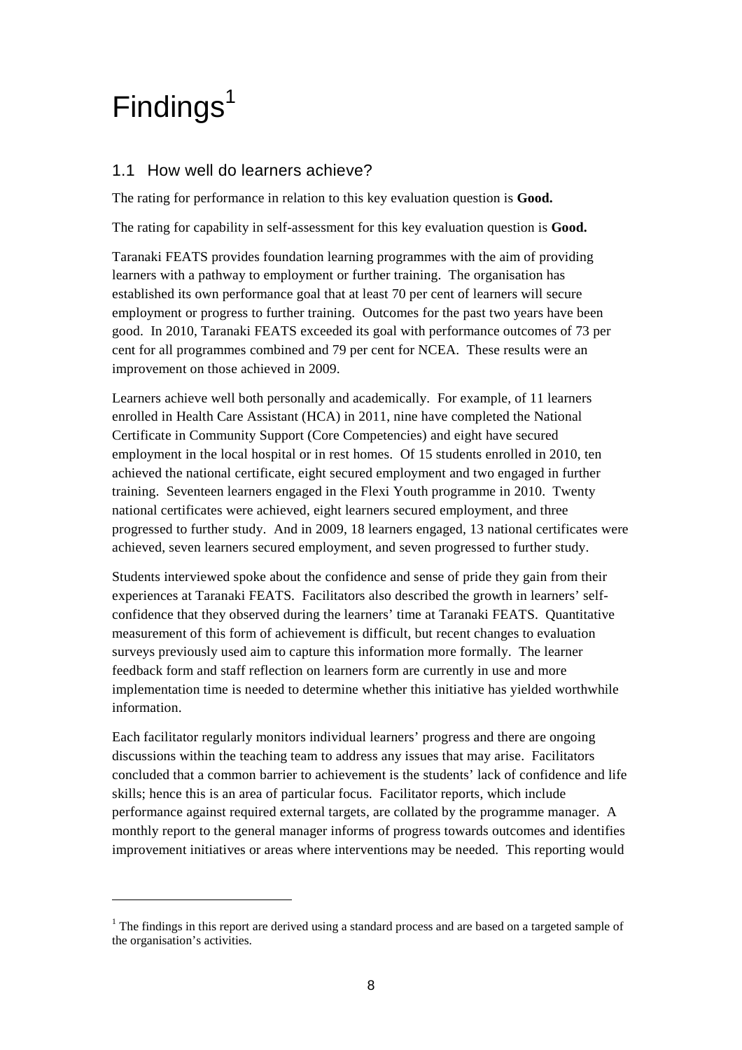# Findings[1]

## 1.1 How well do learners achieve?

The rating for performance in relation to this key evaluation question is **Good.**

The rating for capability in self-assessment for this key evaluation question is **Good.**

Taranaki FEATS provides foundation learning programmes with the aim of providing learners with a pathway to employment or further training. The organisation has established its own performance goal that at least 70 per cent of learners will secure employment or progress to further training. Outcomes for the past two years have been good. In 2010, Taranaki FEATS exceeded its goal with performance outcomes of 73 per cent for all programmes combined and 79 per cent for NCEA. These results were an improvement on those achieved in 2009.

Learners achieve well both personally and academically. For example, of 11 learners enrolled in Health Care Assistant (HCA) in 2011, nine have completed the National Certificate in Community Support (Core Competencies) and eight have secured employment in the local hospital or in rest homes. Of 15 students enrolled in 2010, ten achieved the national certificate, eight secured employment and two engaged in further training. Seventeen learners engaged in the Flexi Youth programme in 2010. Twenty national certificates were achieved, eight learners secured employment, and three progressed to further study. And in 2009, 18 learners engaged, 13 national certificates were achieved, seven learners secured employment, and seven progressed to further study.

Students interviewed spoke about the confidence and sense of pride they gain from their experiences at Taranaki FEATS. Facilitators also described the growth in learners' self-confidence that they observed during the learners' time at Taranaki FEATS. Quantitative measurement of this form of achievement is difficult, but recent changes to evaluation surveys previously used aim to capture this information more formally. The learner feedback form and staff reflection on learners form are currently in use and more implementation time is needed to determine whether this initiative has yielded worthwhile information.

Each facilitator regularly monitors individual learners' progress and there are ongoing discussions within the teaching team to address any issues that may arise. Facilitators concluded that a common barrier to achievement is the students' lack of confidence and life skills; hence this is an area of particular focus. Facilitator reports, which include performance against required external targets, are collated by the programme manager. A monthly report to the general manager informs of progress towards outcomes and identifies improvement initiatives or areas where interventions may be needed. This reporting would

---

[1] The findings in this report are derived using a standard process and are based on a targeted sample of the organisation's activities.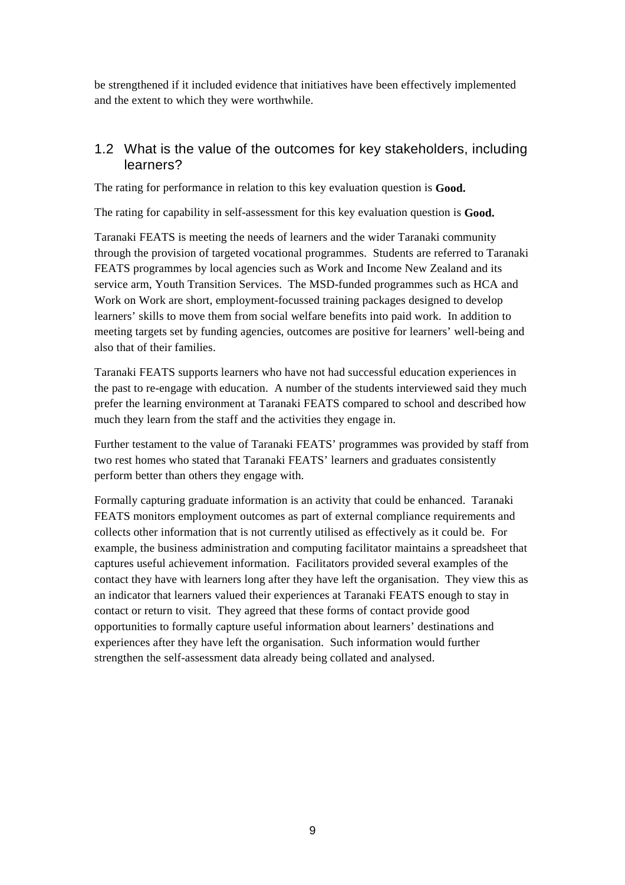be strengthened if it included evidence that initiatives have been effectively implemented and the extent to which they were worthwhile.

## 1.2 What is the value of the outcomes for key stakeholders, including learners?

The rating for performance in relation to this key evaluation question is **Good.**

The rating for capability in self-assessment for this key evaluation question is **Good.**

Taranaki FEATS is meeting the needs of learners and the wider Taranaki community through the provision of targeted vocational programmes. Students are referred to Taranaki FEATS programmes by local agencies such as Work and Income New Zealand and its service arm, Youth Transition Services. The MSD-funded programmes such as HCA and Work on Work are short, employment-focussed training packages designed to develop learners' skills to move them from social welfare benefits into paid work. In addition to meeting targets set by funding agencies, outcomes are positive for learners' well-being and also that of their families.

Taranaki FEATS supports learners who have not had successful education experiences in the past to re-engage with education. A number of the students interviewed said they much prefer the learning environment at Taranaki FEATS compared to school and described how much they learn from the staff and the activities they engage in.

Further testament to the value of Taranaki FEATS' programmes was provided by staff from two rest homes who stated that Taranaki FEATS' learners and graduates consistently perform better than others they engage with.

Formally capturing graduate information is an activity that could be enhanced. Taranaki FEATS monitors employment outcomes as part of external compliance requirements and collects other information that is not currently utilised as effectively as it could be. For example, the business administration and computing facilitator maintains a spreadsheet that captures useful achievement information. Facilitators provided several examples of the contact they have with learners long after they have left the organisation. They view this as an indicator that learners valued their experiences at Taranaki FEATS enough to stay in contact or return to visit. They agreed that these forms of contact provide good opportunities to formally capture useful information about learners' destinations and experiences after they have left the organisation. Such information would further strengthen the self-assessment data already being collated and analysed.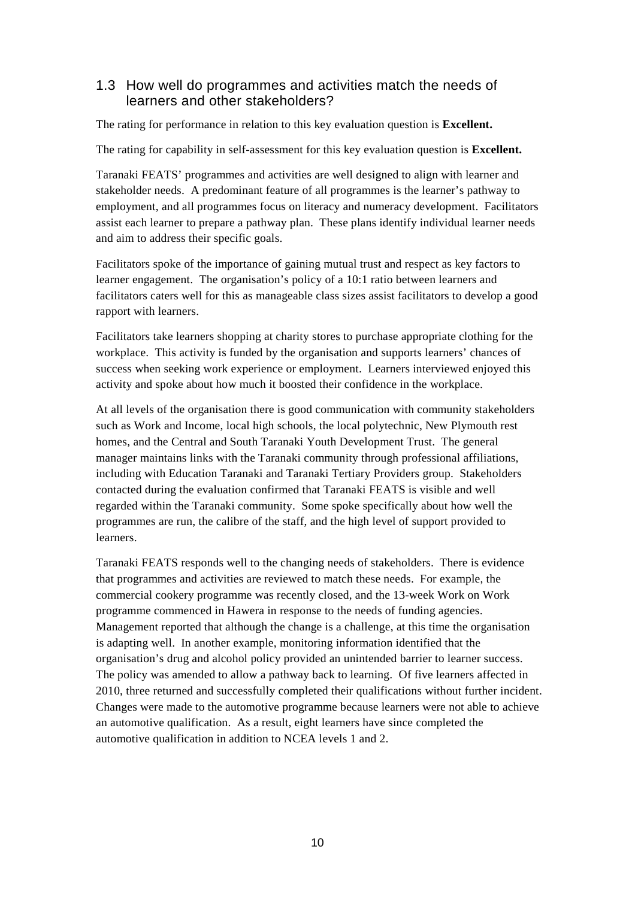## 1.3 How well do programmes and activities match the needs of learners and other stakeholders?

The rating for performance in relation to this key evaluation question is **Excellent.**

The rating for capability in self-assessment for this key evaluation question is **Excellent.**

Taranaki FEATS' programmes and activities are well designed to align with learner and stakeholder needs. A predominant feature of all programmes is the learner's pathway to employment, and all programmes focus on literacy and numeracy development. Facilitators assist each learner to prepare a pathway plan. These plans identify individual learner needs and aim to address their specific goals.

Facilitators spoke of the importance of gaining mutual trust and respect as key factors to learner engagement. The organisation's policy of a 10:1 ratio between learners and facilitators caters well for this as manageable class sizes assist facilitators to develop a good rapport with learners.

Facilitators take learners shopping at charity stores to purchase appropriate clothing for the workplace. This activity is funded by the organisation and supports learners' chances of success when seeking work experience or employment. Learners interviewed enjoyed this activity and spoke about how much it boosted their confidence in the workplace.

At all levels of the organisation there is good communication with community stakeholders such as Work and Income, local high schools, the local polytechnic, New Plymouth rest homes, and the Central and South Taranaki Youth Development Trust. The general manager maintains links with the Taranaki community through professional affiliations, including with Education Taranaki and Taranaki Tertiary Providers group. Stakeholders contacted during the evaluation confirmed that Taranaki FEATS is visible and well regarded within the Taranaki community. Some spoke specifically about how well the programmes are run, the calibre of the staff, and the high level of support provided to learners.

Taranaki FEATS responds well to the changing needs of stakeholders. There is evidence that programmes and activities are reviewed to match these needs. For example, the commercial cookery programme was recently closed, and the 13-week Work on Work programme commenced in Hawera in response to the needs of funding agencies. Management reported that although the change is a challenge, at this time the organisation is adapting well. In another example, monitoring information identified that the organisation's drug and alcohol policy provided an unintended barrier to learner success. The policy was amended to allow a pathway back to learning. Of five learners affected in 2010, three returned and successfully completed their qualifications without further incident. Changes were made to the automotive programme because learners were not able to achieve an automotive qualification. As a result, eight learners have since completed the automotive qualification in addition to NCEA levels 1 and 2.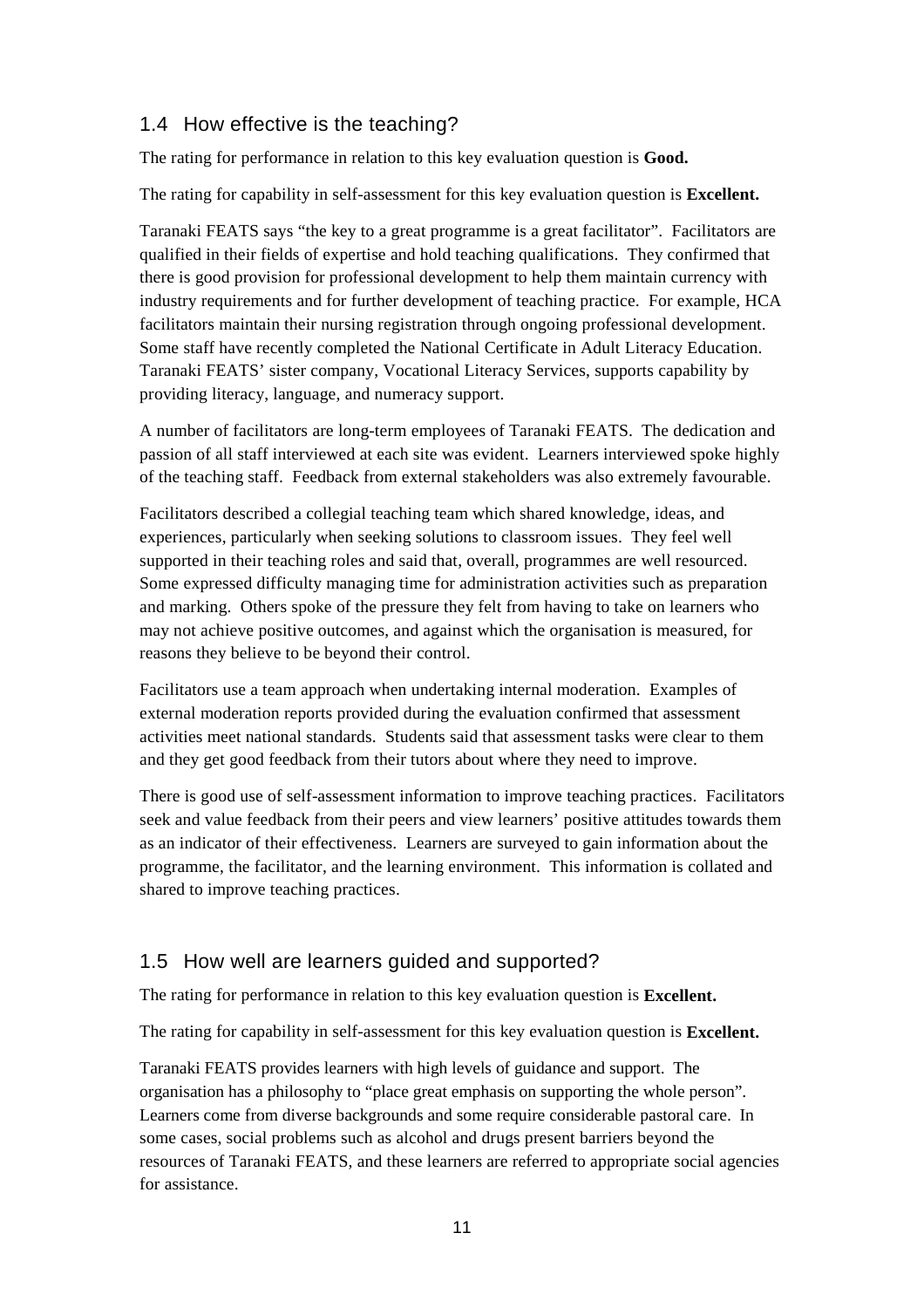## 1.4 How effective is the teaching?

The rating for performance in relation to this key evaluation question is **Good.**

The rating for capability in self-assessment for this key evaluation question is **Excellent.**

Taranaki FEATS says "the key to a great programme is a great facilitator". Facilitators are qualified in their fields of expertise and hold teaching qualifications. They confirmed that there is good provision for professional development to help them maintain currency with industry requirements and for further development of teaching practice. For example, HCA facilitators maintain their nursing registration through ongoing professional development. Some staff have recently completed the National Certificate in Adult Literacy Education. Taranaki FEATS' sister company, Vocational Literacy Services, supports capability by providing literacy, language, and numeracy support.

A number of facilitators are long-term employees of Taranaki FEATS. The dedication and passion of all staff interviewed at each site was evident. Learners interviewed spoke highly of the teaching staff. Feedback from external stakeholders was also extremely favourable.

Facilitators described a collegial teaching team which shared knowledge, ideas, and experiences, particularly when seeking solutions to classroom issues. They feel well supported in their teaching roles and said that, overall, programmes are well resourced. Some expressed difficulty managing time for administration activities such as preparation and marking. Others spoke of the pressure they felt from having to take on learners who may not achieve positive outcomes, and against which the organisation is measured, for reasons they believe to be beyond their control.

Facilitators use a team approach when undertaking internal moderation. Examples of external moderation reports provided during the evaluation confirmed that assessment activities meet national standards. Students said that assessment tasks were clear to them and they get good feedback from their tutors about where they need to improve.

There is good use of self-assessment information to improve teaching practices. Facilitators seek and value feedback from their peers and view learners' positive attitudes towards them as an indicator of their effectiveness. Learners are surveyed to gain information about the programme, the facilitator, and the learning environment. This information is collated and shared to improve teaching practices.

## 1.5 How well are learners guided and supported?

The rating for performance in relation to this key evaluation question is **Excellent.**

The rating for capability in self-assessment for this key evaluation question is **Excellent.**

Taranaki FEATS provides learners with high levels of guidance and support. The organisation has a philosophy to "place great emphasis on supporting the whole person". Learners come from diverse backgrounds and some require considerable pastoral care. In some cases, social problems such as alcohol and drugs present barriers beyond the resources of Taranaki FEATS, and these learners are referred to appropriate social agencies for assistance.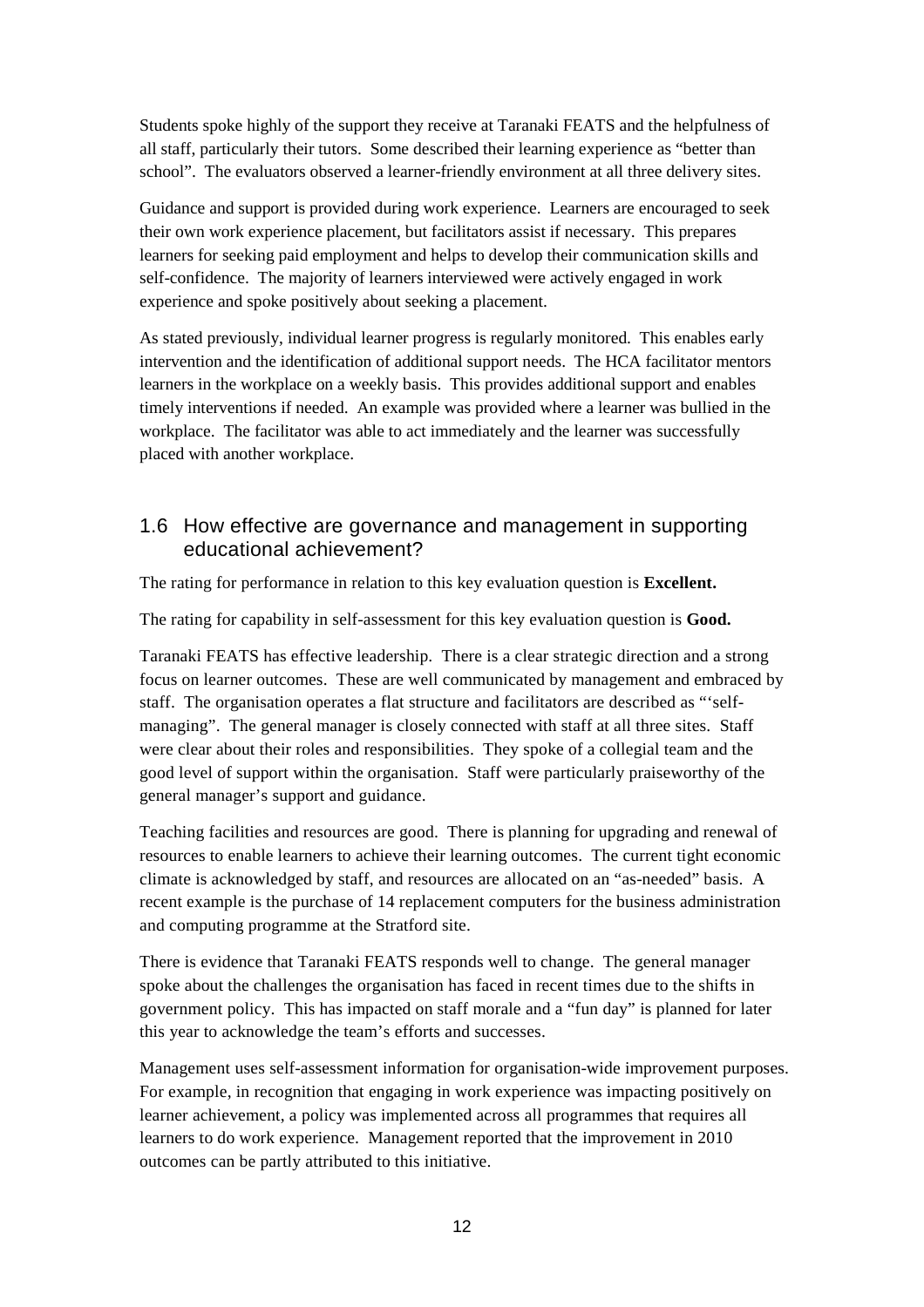Students spoke highly of the support they receive at Taranaki FEATS and the helpfulness of all staff, particularly their tutors. Some described their learning experience as "better than school". The evaluators observed a learner-friendly environment at all three delivery sites.

Guidance and support is provided during work experience. Learners are encouraged to seek their own work experience placement, but facilitators assist if necessary. This prepares learners for seeking paid employment and helps to develop their communication skills and self-confidence. The majority of learners interviewed were actively engaged in work experience and spoke positively about seeking a placement.

As stated previously, individual learner progress is regularly monitored. This enables early intervention and the identification of additional support needs. The HCA facilitator mentors learners in the workplace on a weekly basis. This provides additional support and enables timely interventions if needed. An example was provided where a learner was bullied in the workplace. The facilitator was able to act immediately and the learner was successfully placed with another workplace.

## 1.6 How effective are governance and management in supporting educational achievement?

The rating for performance in relation to this key evaluation question is **Excellent.**

The rating for capability in self-assessment for this key evaluation question is **Good.**

Taranaki FEATS has effective leadership. There is a clear strategic direction and a strong focus on learner outcomes. These are well communicated by management and embraced by staff. The organisation operates a flat structure and facilitators are described as "'self-managing". The general manager is closely connected with staff at all three sites. Staff were clear about their roles and responsibilities. They spoke of a collegial team and the good level of support within the organisation. Staff were particularly praiseworthy of the general manager's support and guidance.

Teaching facilities and resources are good. There is planning for upgrading and renewal of resources to enable learners to achieve their learning outcomes. The current tight economic climate is acknowledged by staff, and resources are allocated on an "as-needed" basis. A recent example is the purchase of 14 replacement computers for the business administration and computing programme at the Stratford site.

There is evidence that Taranaki FEATS responds well to change. The general manager spoke about the challenges the organisation has faced in recent times due to the shifts in government policy. This has impacted on staff morale and a "fun day" is planned for later this year to acknowledge the team's efforts and successes.

Management uses self-assessment information for organisation-wide improvement purposes. For example, in recognition that engaging in work experience was impacting positively on learner achievement, a policy was implemented across all programmes that requires all learners to do work experience. Management reported that the improvement in 2010 outcomes can be partly attributed to this initiative.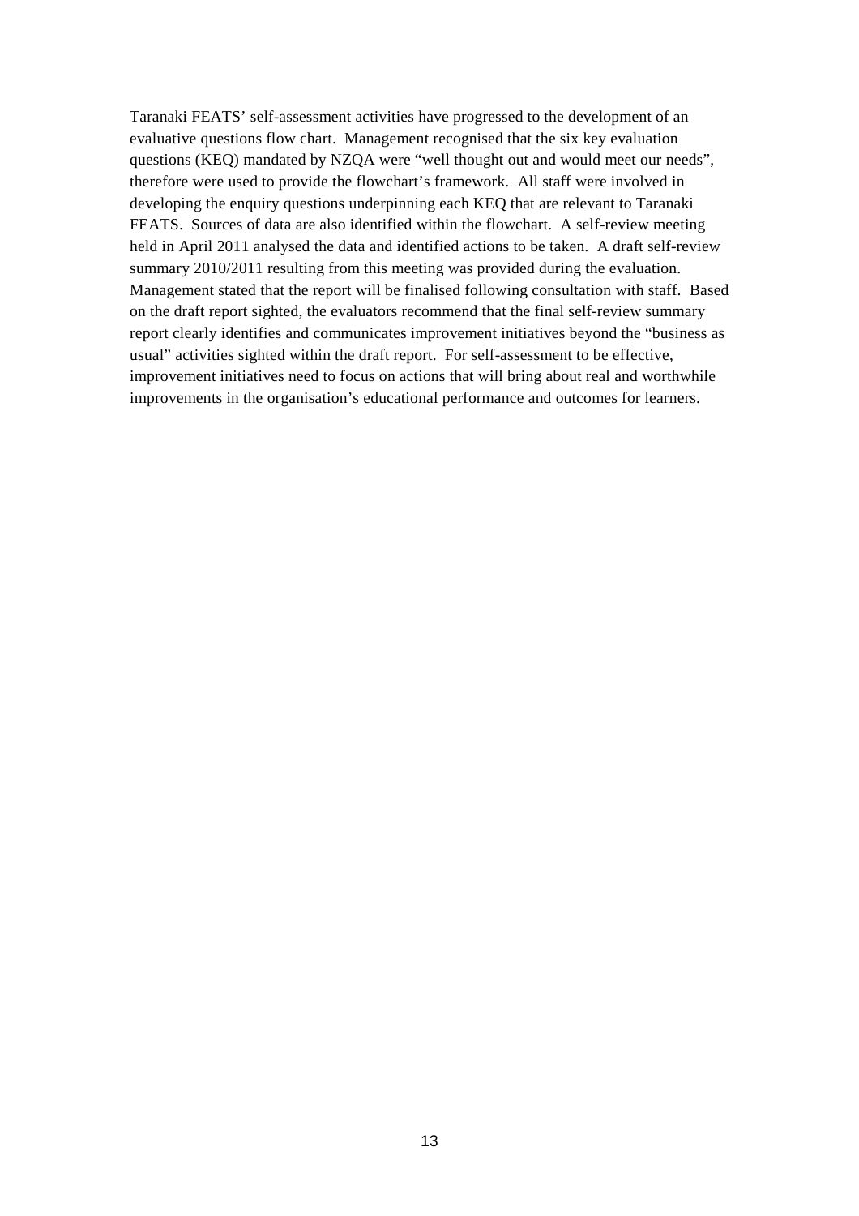Taranaki FEATS' self-assessment activities have progressed to the development of an evaluative questions flow chart. Management recognised that the six key evaluation questions (KEQ) mandated by NZQA were "well thought out and would meet our needs", therefore were used to provide the flowchart's framework. All staff were involved in developing the enquiry questions underpinning each KEQ that are relevant to Taranaki FEATS. Sources of data are also identified within the flowchart. A self-review meeting held in April 2011 analysed the data and identified actions to be taken. A draft self-review summary 2010/2011 resulting from this meeting was provided during the evaluation. Management stated that the report will be finalised following consultation with staff. Based on the draft report sighted, the evaluators recommend that the final self-review summary report clearly identifies and communicates improvement initiatives beyond the "business as usual" activities sighted within the draft report. For self-assessment to be effective, improvement initiatives need to focus on actions that will bring about real and worthwhile improvements in the organisation's educational performance and outcomes for learners.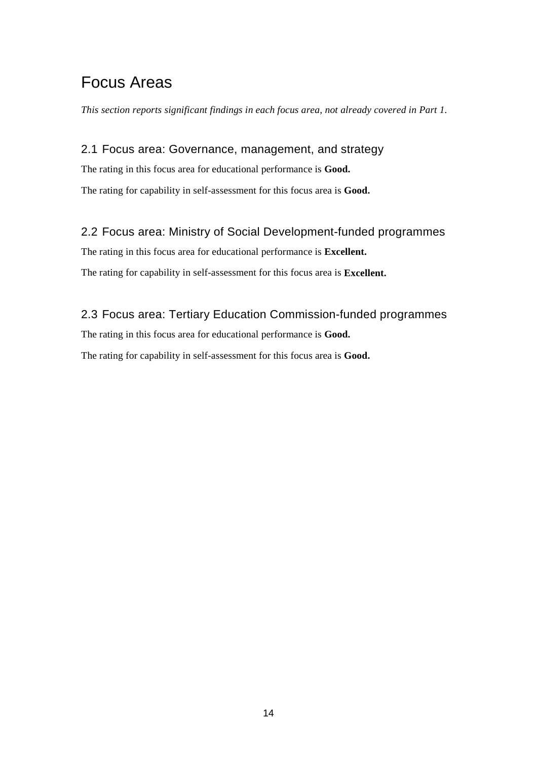# Focus Areas

*This section reports significant findings in each focus area, not already covered in Part 1.*

## 2.1 Focus area: Governance, management, and strategy

The rating in this focus area for educational performance is **Good.**

The rating for capability in self-assessment for this focus area is **Good.**

## 2.2 Focus area: Ministry of Social Development-funded programmes

The rating in this focus area for educational performance is **Excellent.**

The rating for capability in self-assessment for this focus area is **Excellent.**

## 2.3 Focus area: Tertiary Education Commission-funded programmes

The rating in this focus area for educational performance is **Good.**

The rating for capability in self-assessment for this focus area is **Good.**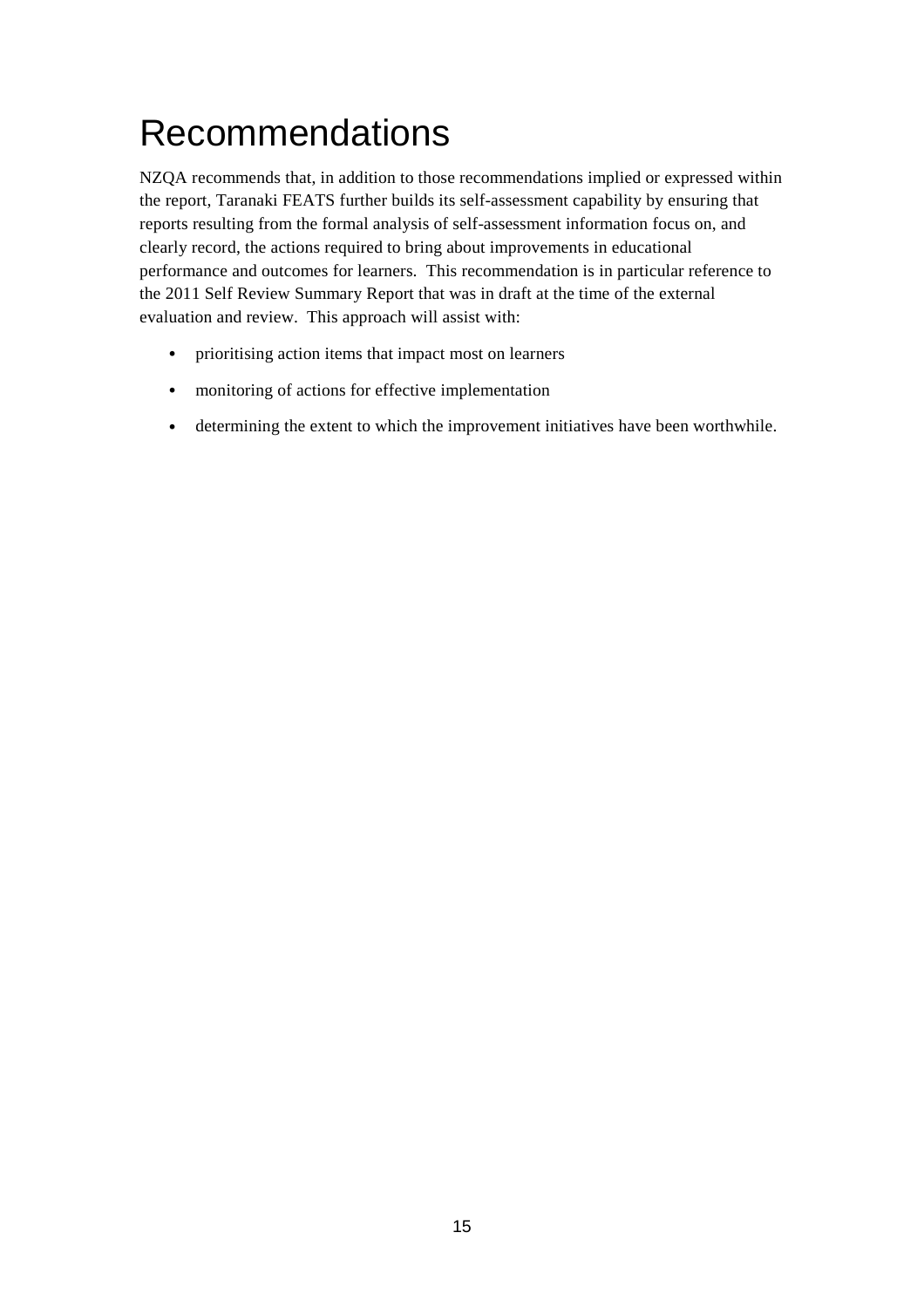# Recommendations

NZQA recommends that, in addition to those recommendations implied or expressed within the report, Taranaki FEATS further builds its self-assessment capability by ensuring that reports resulting from the formal analysis of self-assessment information focus on, and clearly record, the actions required to bring about improvements in educational performance and outcomes for learners. This recommendation is in particular reference to the 2011 Self Review Summary Report that was in draft at the time of the external evaluation and review. This approach will assist with:

- prioritising action items that impact most on learners
- monitoring of actions for effective implementation
- determining the extent to which the improvement initiatives have been worthwhile.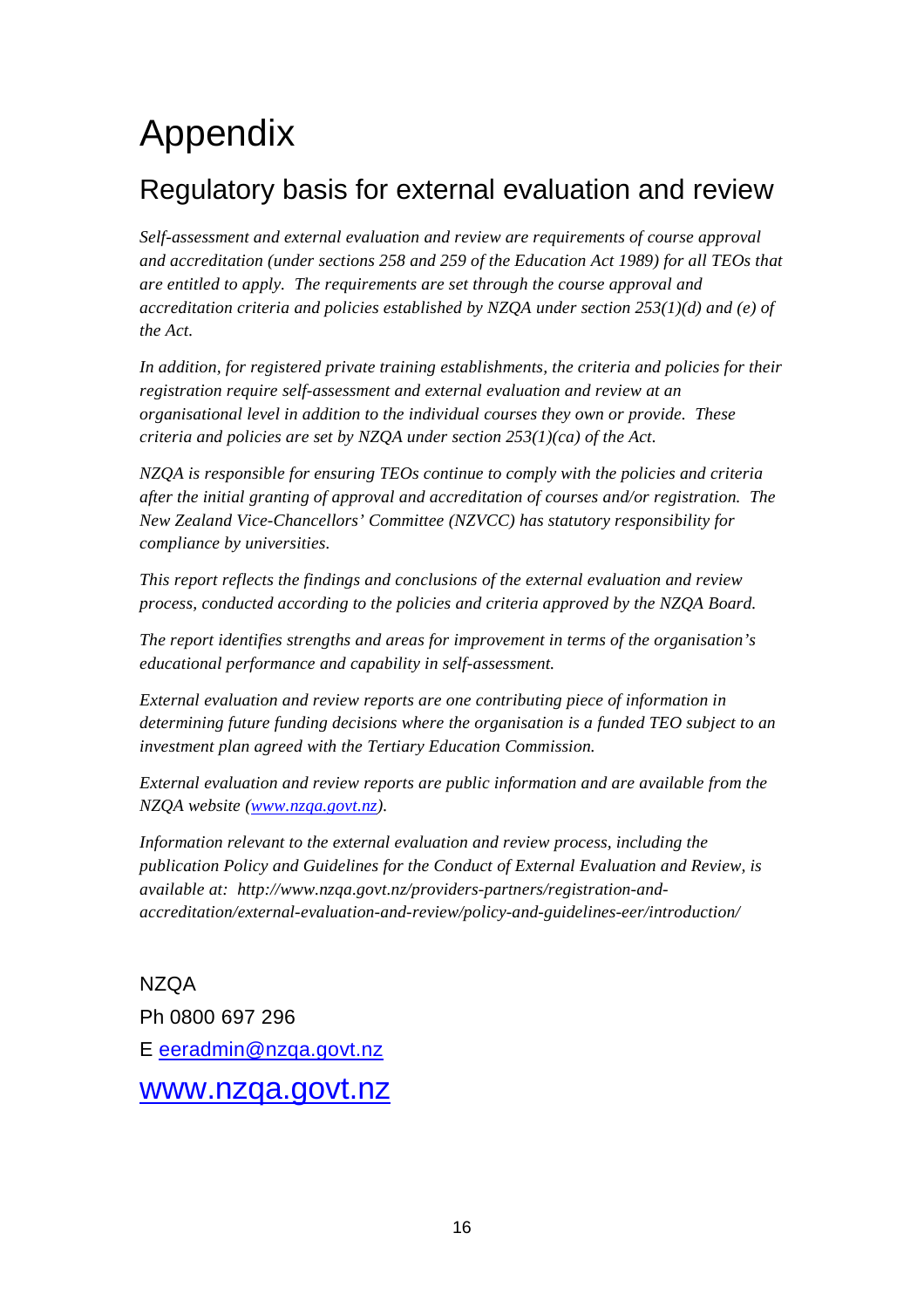# Appendix

## Regulatory basis for external evaluation and review

*Self-assessment and external evaluation and review are requirements of course approval and accreditation (under sections 258 and 259 of the Education Act 1989) for all TEOs that are entitled to apply. The requirements are set through the course approval and accreditation criteria and policies established by NZQA under section 253(1)(d) and (e) of the Act.*

*In addition, for registered private training establishments, the criteria and policies for their registration require self-assessment and external evaluation and review at an organisational level in addition to the individual courses they own or provide. These criteria and policies are set by NZQA under section 253(1)(ca) of the Act.*

*NZQA is responsible for ensuring TEOs continue to comply with the policies and criteria after the initial granting of approval and accreditation of courses and/or registration. The New Zealand Vice-Chancellors' Committee (NZVCC) has statutory responsibility for compliance by universities.*

*This report reflects the findings and conclusions of the external evaluation and review process, conducted according to the policies and criteria approved by the NZQA Board.*

*The report identifies strengths and areas for improvement in terms of the organisation's educational performance and capability in self-assessment.*

*External evaluation and review reports are one contributing piece of information in determining future funding decisions where the organisation is a funded TEO subject to an investment plan agreed with the Tertiary Education Commission.*

*External evaluation and review reports are public information and are available from the NZQA website (www.nzqa.govt.nz).*

*Information relevant to the external evaluation and review process, including the publication Policy and Guidelines for the Conduct of External Evaluation and Review, is available at: http://www.nzqa.govt.nz/providers-partners/registration-and-accreditation/external-evaluation-and-review/policy-and-guidelines-eer/introduction/*

NZQA

Ph 0800 697 296

E eeradmin@nzqa.govt.nz

www.nzqa.govt.nz